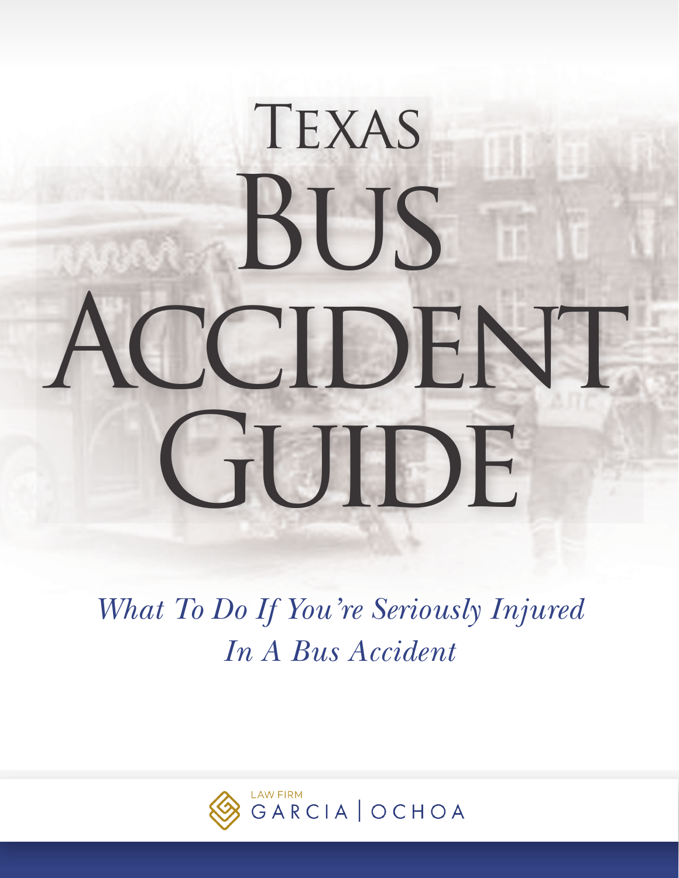# Texas Bus Accident Guide

*What To Do If You're Seriously Injured In A Bus Accident*

LAW FIRM
GARCIA | OCHOA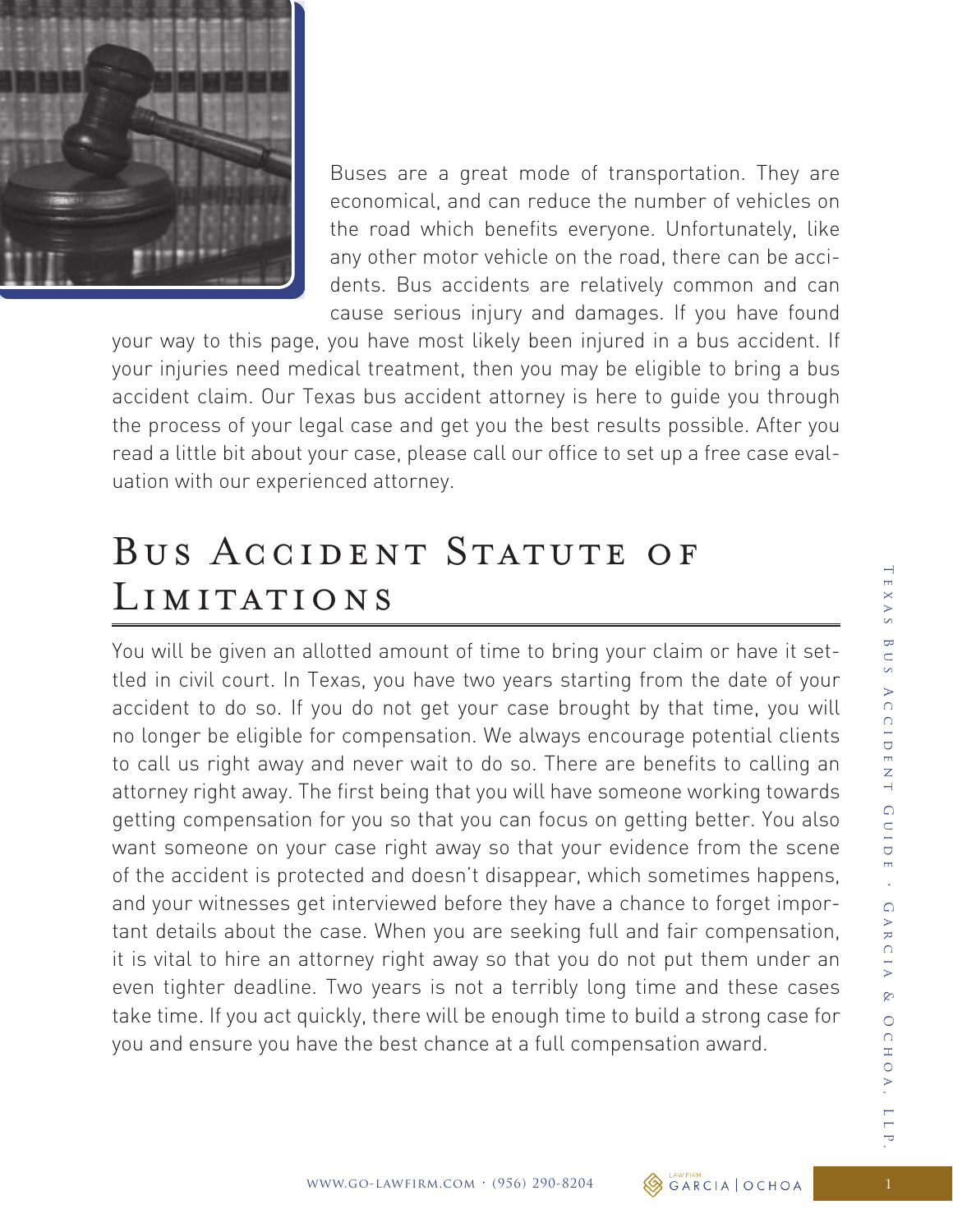Buses are a great mode of transportation. They are economical, and can reduce the number of vehicles on the road which benefits everyone. Unfortunately, like any other motor vehicle on the road, there can be accidents. Bus accidents are relatively common and can cause serious injury and damages. If you have found your way to this page, you have most likely been injured in a bus accident. If your injuries need medical treatment, then you may be eligible to bring a bus accident claim. Our Texas bus accident attorney is here to guide you through the process of your legal case and get you the best results possible. After you read a little bit about your case, please call our office to set up a free case evaluation with our experienced attorney.

## Bus Accident Statute of Limitations

You will be given an allotted amount of time to bring your claim or have it settled in civil court. In Texas, you have two years starting from the date of your accident to do so. If you do not get your case brought by that time, you will no longer be eligible for compensation. We always encourage potential clients to call us right away and never wait to do so. There are benefits to calling an attorney right away. The first being that you will have someone working towards getting compensation for you so that you can focus on getting better. You also want someone on your case right away so that your evidence from the scene of the accident is protected and doesn't disappear, which sometimes happens, and your witnesses get interviewed before they have a chance to forget important details about the case. When you are seeking full and fair compensation, it is vital to hire an attorney right away so that you do not put them under an even tighter deadline. Two years is not a terribly long time and these cases take time. If you act quickly, there will be enough time to build a strong case for you and ensure you have the best chance at a full compensation award.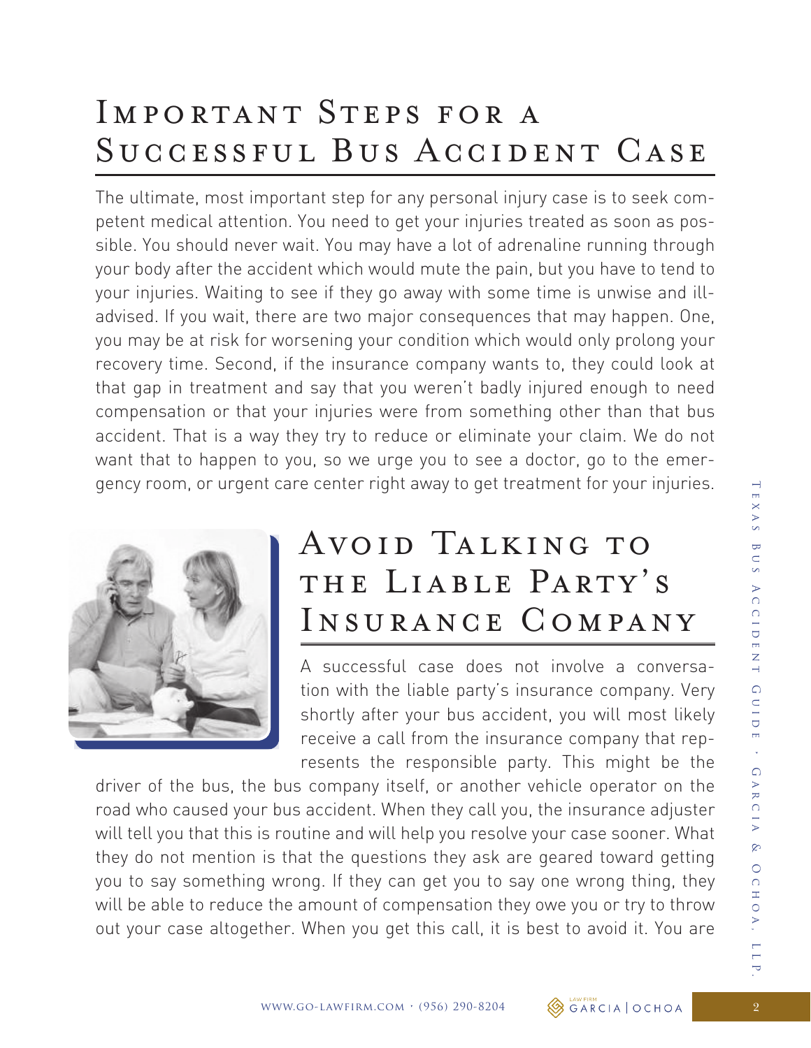# Important Steps for a Successful Bus Accident Case

The ultimate, most important step for any personal injury case is to seek competent medical attention. You need to get your injuries treated as soon as possible. You should never wait. You may have a lot of adrenaline running through your body after the accident which would mute the pain, but you have to tend to your injuries. Waiting to see if they go away with some time is unwise and ill-advised. If you wait, there are two major consequences that may happen. One, you may be at risk for worsening your condition which would only prolong your recovery time. Second, if the insurance company wants to, they could look at that gap in treatment and say that you weren't badly injured enough to need compensation or that your injuries were from something other than that bus accident. That is a way they try to reduce or eliminate your claim. We do not want that to happen to you, so we urge you to see a doctor, go to the emergency room, or urgent care center right away to get treatment for your injuries.

## Avoid Talking to the Liable Party's Insurance Company

A successful case does not involve a conversation with the liable party's insurance company. Very shortly after your bus accident, you will most likely receive a call from the insurance company that represents the responsible party. This might be the driver of the bus, the bus company itself, or another vehicle operator on the road who caused your bus accident. When they call you, the insurance adjuster will tell you that this is routine and will help you resolve your case sooner. What they do not mention is that the questions they ask are geared toward getting you to say something wrong. If they can get you to say one wrong thing, they will be able to reduce the amount of compensation they owe you or try to throw out your case altogether. When you get this call, it is best to avoid it. You are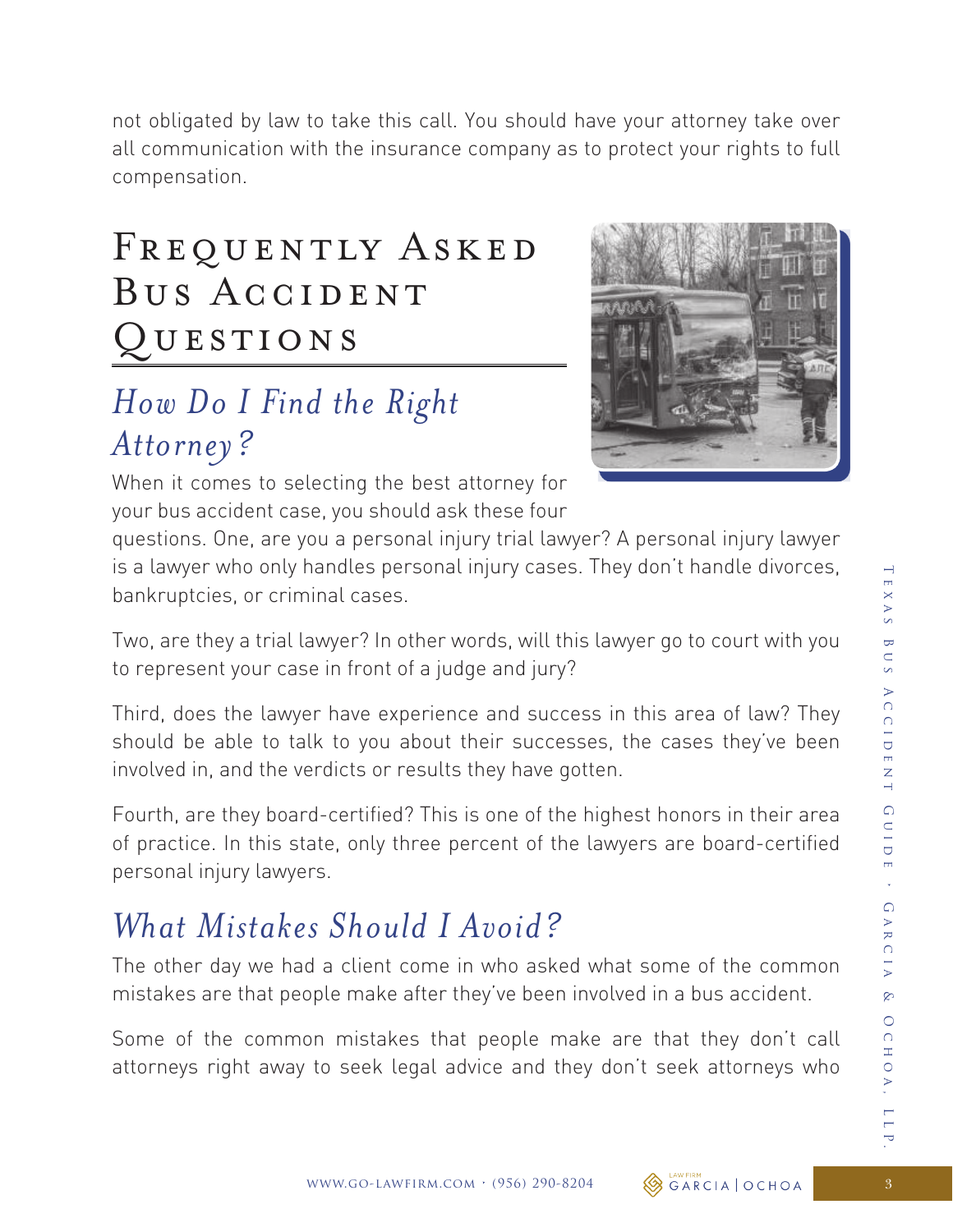not obligated by law to take this call. You should have your attorney take over all communication with the insurance company as to protect your rights to full compensation.

# Frequently Asked Bus Accident Questions

## *How Do I Find the Right Attorney?*

When it comes to selecting the best attorney for your bus accident case, you should ask these four questions. One, are you a personal injury trial lawyer? A personal injury lawyer is a lawyer who only handles personal injury cases. They don't handle divorces, bankruptcies, or criminal cases.

Two, are they a trial lawyer? In other words, will this lawyer go to court with you to represent your case in front of a judge and jury?

Third, does the lawyer have experience and success in this area of law? They should be able to talk to you about their successes, the cases they've been involved in, and the verdicts or results they have gotten.

Fourth, are they board-certified? This is one of the highest honors in their area of practice. In this state, only three percent of the lawyers are board-certified personal injury lawyers.

## *What Mistakes Should I Avoid?*

The other day we had a client come in who asked what some of the common mistakes are that people make after they've been involved in a bus accident.

Some of the common mistakes that people make are that they don't call attorneys right away to seek legal advice and they don't seek attorneys who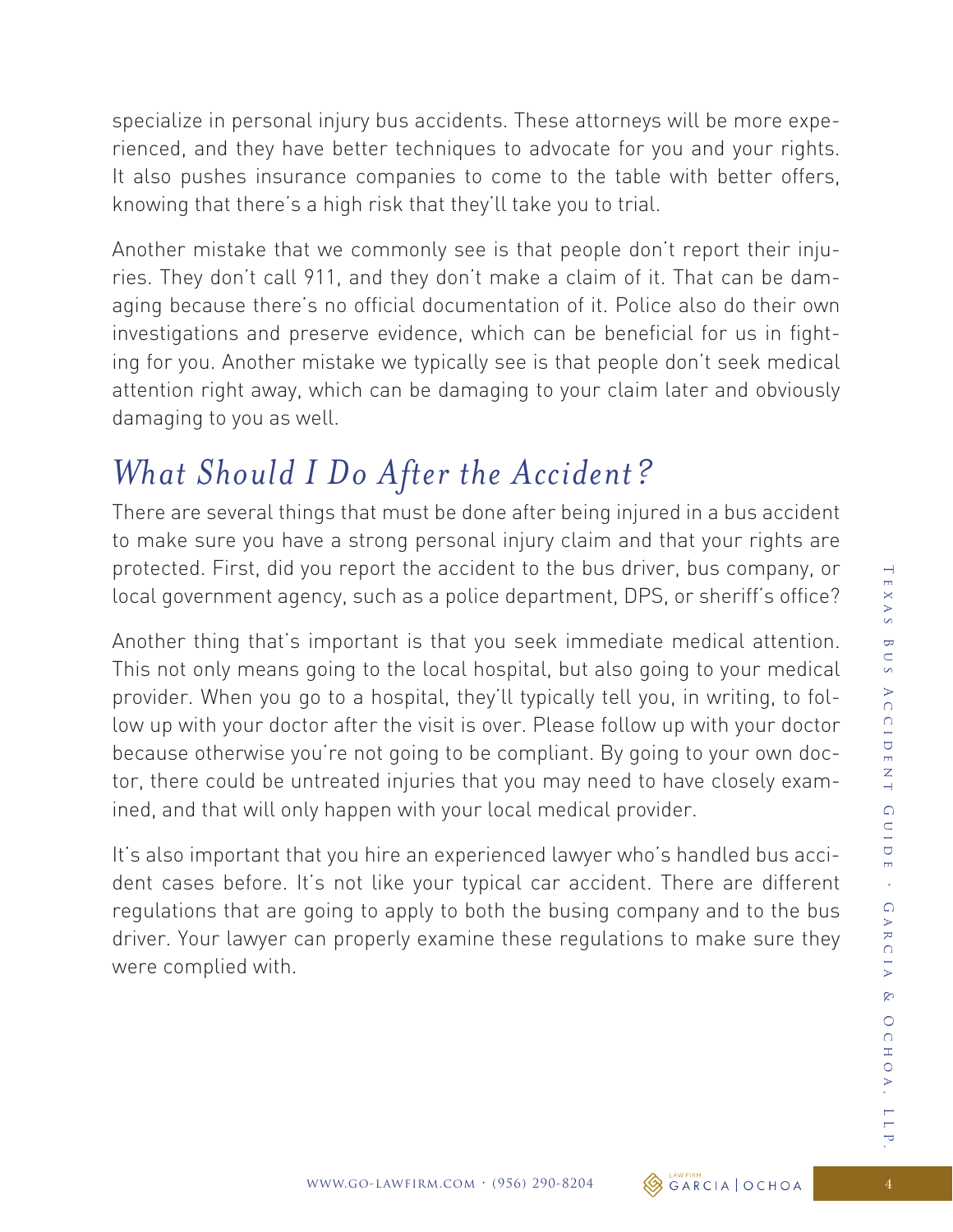specialize in personal injury bus accidents. These attorneys will be more experienced, and they have better techniques to advocate for you and your rights. It also pushes insurance companies to come to the table with better offers, knowing that there's a high risk that they'll take you to trial.

Another mistake that we commonly see is that people don't report their injuries. They don't call 911, and they don't make a claim of it. That can be damaging because there's no official documentation of it. Police also do their own investigations and preserve evidence, which can be beneficial for us in fighting for you. Another mistake we typically see is that people don't seek medical attention right away, which can be damaging to your claim later and obviously damaging to you as well.

## *What Should I Do After the Accident?*

There are several things that must be done after being injured in a bus accident to make sure you have a strong personal injury claim and that your rights are protected. First, did you report the accident to the bus driver, bus company, or local government agency, such as a police department, DPS, or sheriff's office?

Another thing that's important is that you seek immediate medical attention. This not only means going to the local hospital, but also going to your medical provider. When you go to a hospital, they'll typically tell you, in writing, to follow up with your doctor after the visit is over. Please follow up with your doctor because otherwise you're not going to be compliant. By going to your own doctor, there could be untreated injuries that you may need to have closely examined, and that will only happen with your local medical provider.

It's also important that you hire an experienced lawyer who's handled bus accident cases before. It's not like your typical car accident. There are different regulations that are going to apply to both the busing company and to the bus driver. Your lawyer can properly examine these regulations to make sure they were complied with.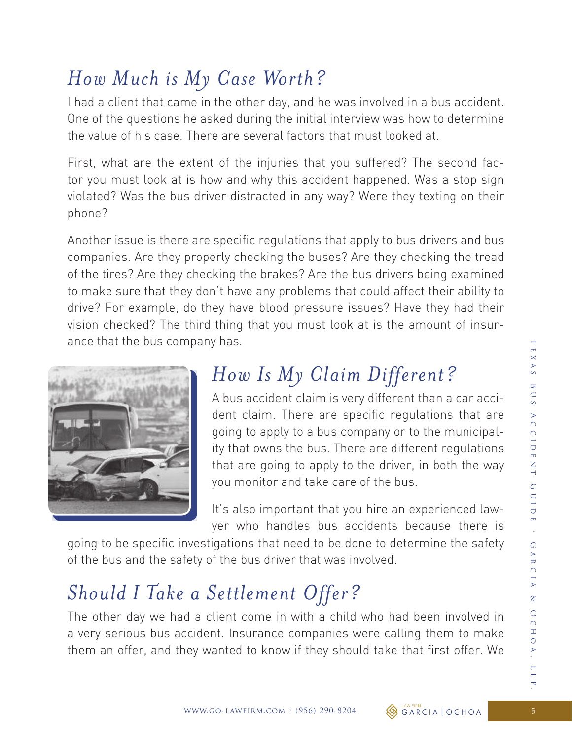## *How Much is My Case Worth?*

I had a client that came in the other day, and he was involved in a bus accident. One of the questions he asked during the initial interview was how to determine the value of his case. There are several factors that must looked at.

First, what are the extent of the injuries that you suffered? The second factor you must look at is how and why this accident happened. Was a stop sign violated? Was the bus driver distracted in any way? Were they texting on their phone?

Another issue is there are specific regulations that apply to bus drivers and bus companies. Are they properly checking the buses? Are they checking the tread of the tires? Are they checking the brakes? Are the bus drivers being examined to make sure that they don't have any problems that could affect their ability to drive? For example, do they have blood pressure issues? Have they had their vision checked? The third thing that you must look at is the amount of insurance that the bus company has.

## *How Is My Claim Different?*

A bus accident claim is very different than a car accident claim. There are specific regulations that are going to apply to a bus company or to the municipality that owns the bus. There are different regulations that are going to apply to the driver, in both the way you monitor and take care of the bus.

It's also important that you hire an experienced lawyer who handles bus accidents because there is going to be specific investigations that need to be done to determine the safety of the bus and the safety of the bus driver that was involved.

## *Should I Take a Settlement Offer?*

The other day we had a client come in with a child who had been involved in a very serious bus accident. Insurance companies were calling them to make them an offer, and they wanted to know if they should take that first offer. We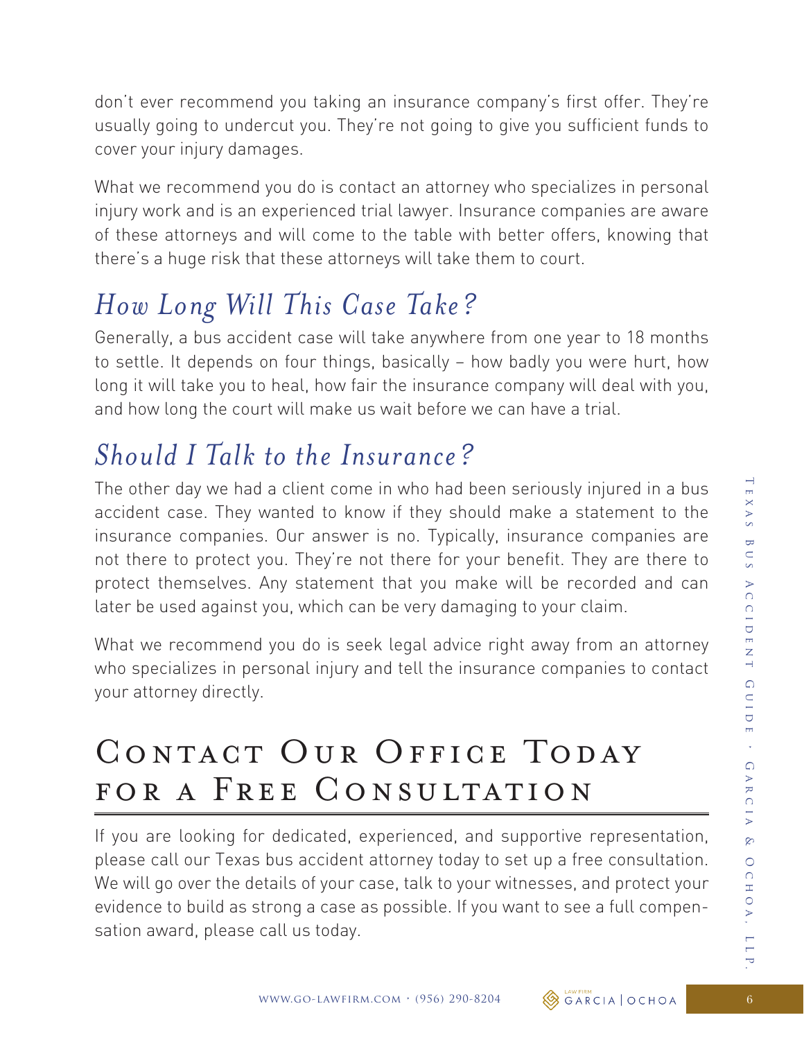don't ever recommend you taking an insurance company's first offer. They're usually going to undercut you. They're not going to give you sufficient funds to cover your injury damages.

What we recommend you do is contact an attorney who specializes in personal injury work and is an experienced trial lawyer. Insurance companies are aware of these attorneys and will come to the table with better offers, knowing that there's a huge risk that these attorneys will take them to court.

## *How Long Will This Case Take?*

Generally, a bus accident case will take anywhere from one year to 18 months to settle. It depends on four things, basically – how badly you were hurt, how long it will take you to heal, how fair the insurance company will deal with you, and how long the court will make us wait before we can have a trial.

## *Should I Talk to the Insurance?*

The other day we had a client come in who had been seriously injured in a bus accident case. They wanted to know if they should make a statement to the insurance companies. Our answer is no. Typically, insurance companies are not there to protect you. They're not there for your benefit. They are there to protect themselves. Any statement that you make will be recorded and can later be used against you, which can be very damaging to your claim.

What we recommend you do is seek legal advice right away from an attorney who specializes in personal injury and tell the insurance companies to contact your attorney directly.

# Contact Our Office Today for a Free Consultation

If you are looking for dedicated, experienced, and supportive representation, please call our Texas bus accident attorney today to set up a free consultation. We will go over the details of your case, talk to your witnesses, and protect your evidence to build as strong a case as possible. If you want to see a full compensation award, please call us today.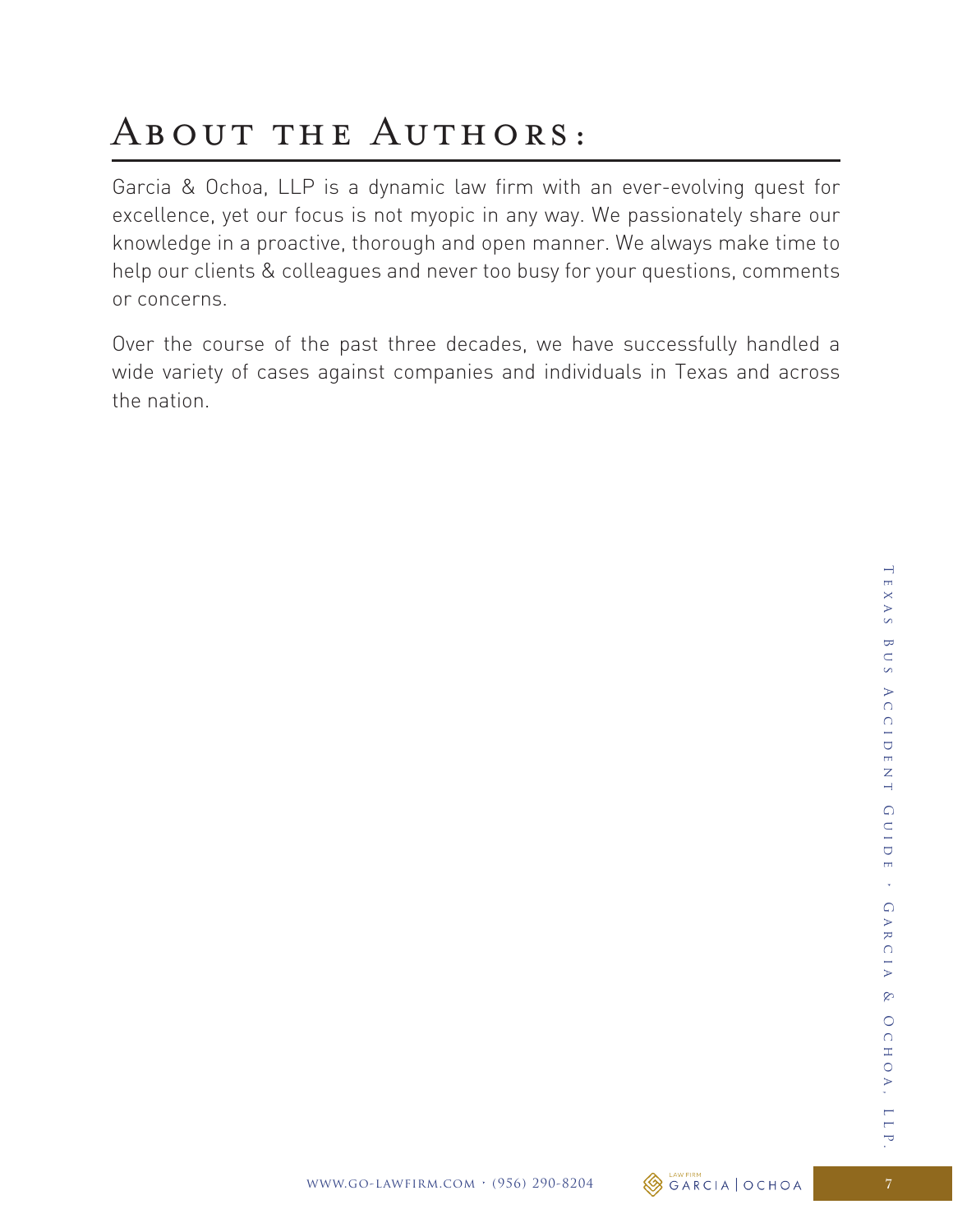# About the Authors:

Garcia & Ochoa, LLP is a dynamic law firm with an ever-evolving quest for excellence, yet our focus is not myopic in any way. We passionately share our knowledge in a proactive, thorough and open manner. We always make time to help our clients & colleagues and never too busy for your questions, comments or concerns.

Over the course of the past three decades, we have successfully handled a wide variety of cases against companies and individuals in Texas and across the nation.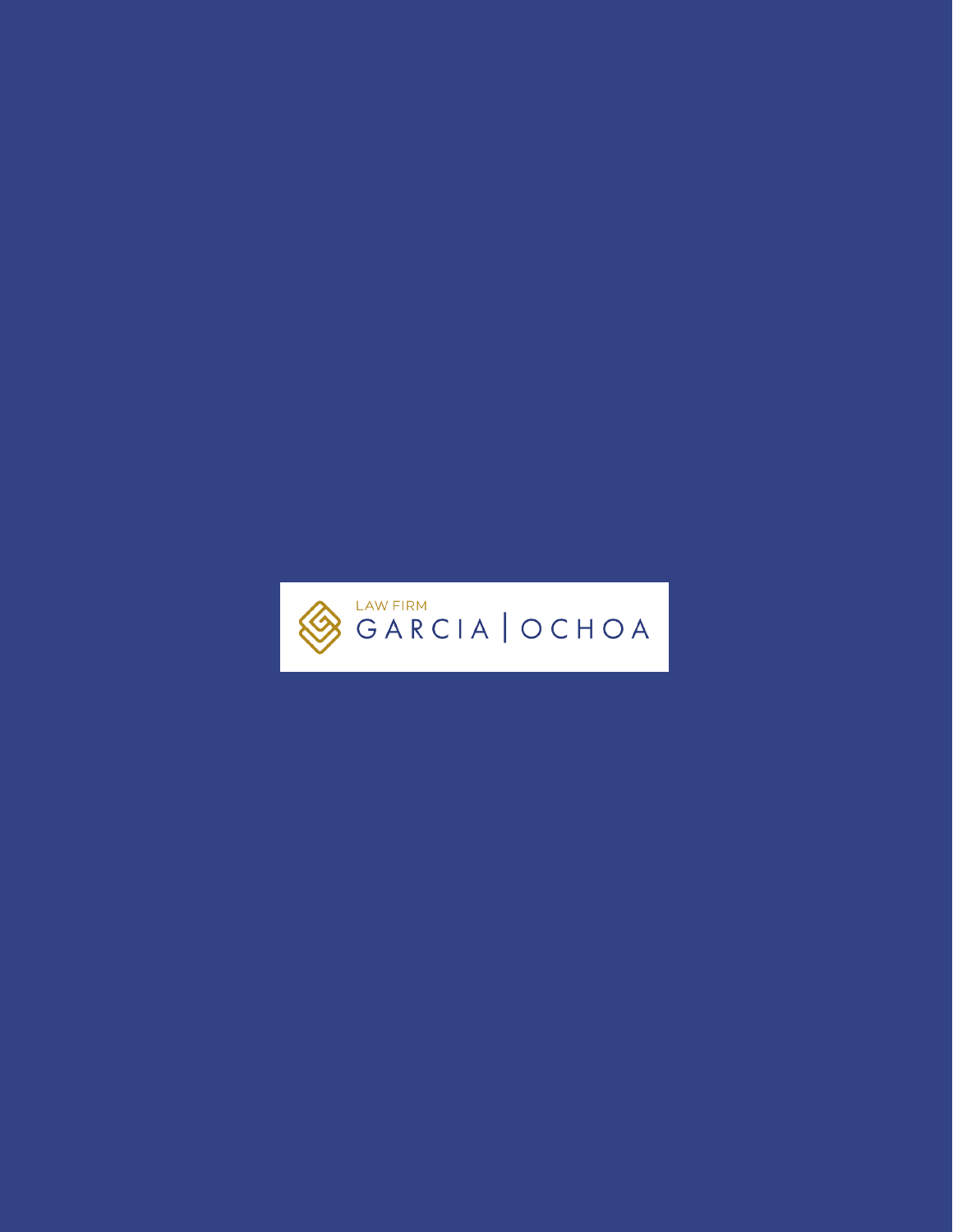LAW FIRM

GARCIA | OCHOA